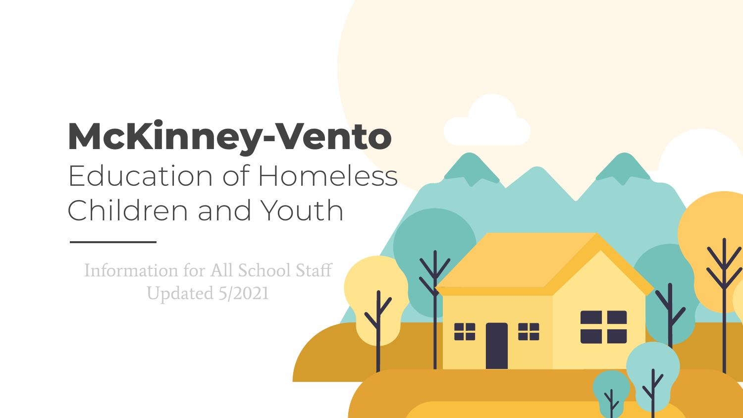# McKinney-Vento

## Education of Homeless Children and Youth

Information for All School Staff
Updated 5/2021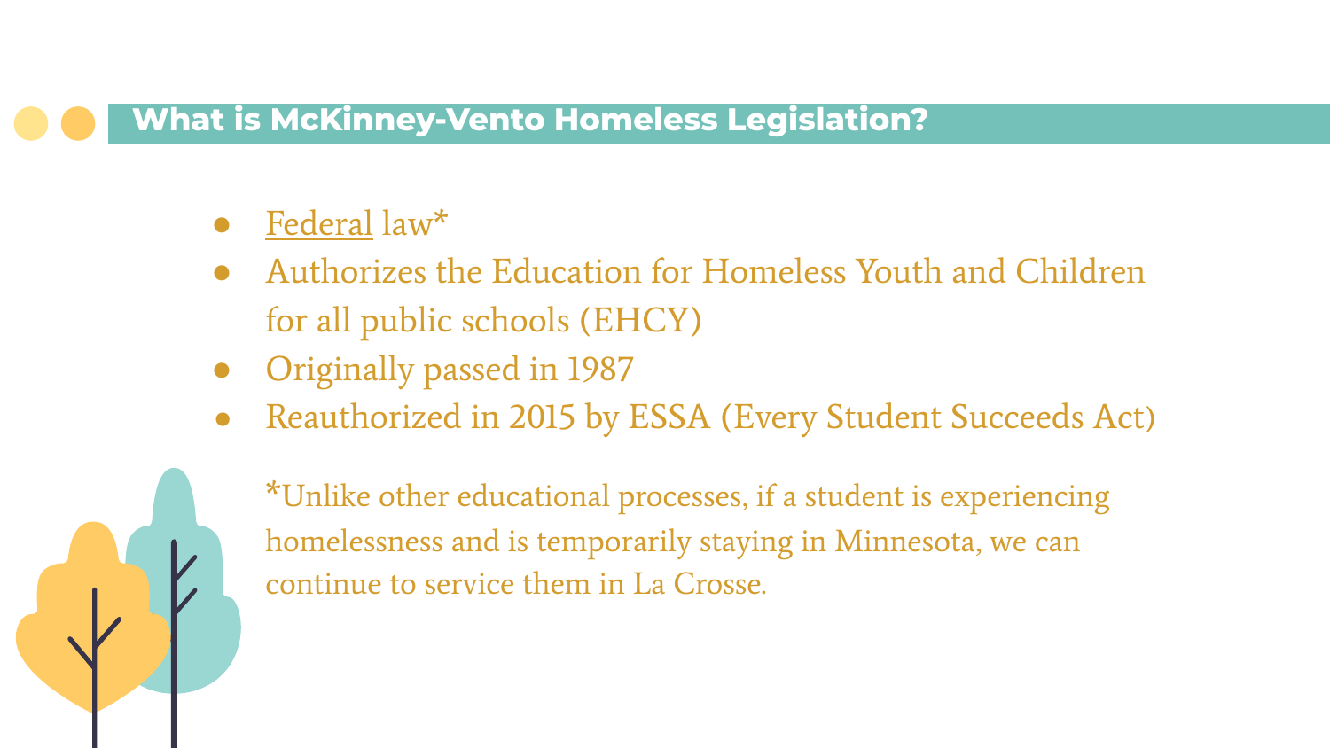## What is McKinney-Vento Homeless Legislation?

- Federal law*
- Authorizes the Education for Homeless Youth and Children for all public schools (EHCY)
- Originally passed in 1987
- Reauthorized in 2015 by ESSA (Every Student Succeeds Act)

*Unlike other educational processes, if a student is experiencing homelessness and is temporarily staying in Minnesota, we can continue to service them in La Crosse.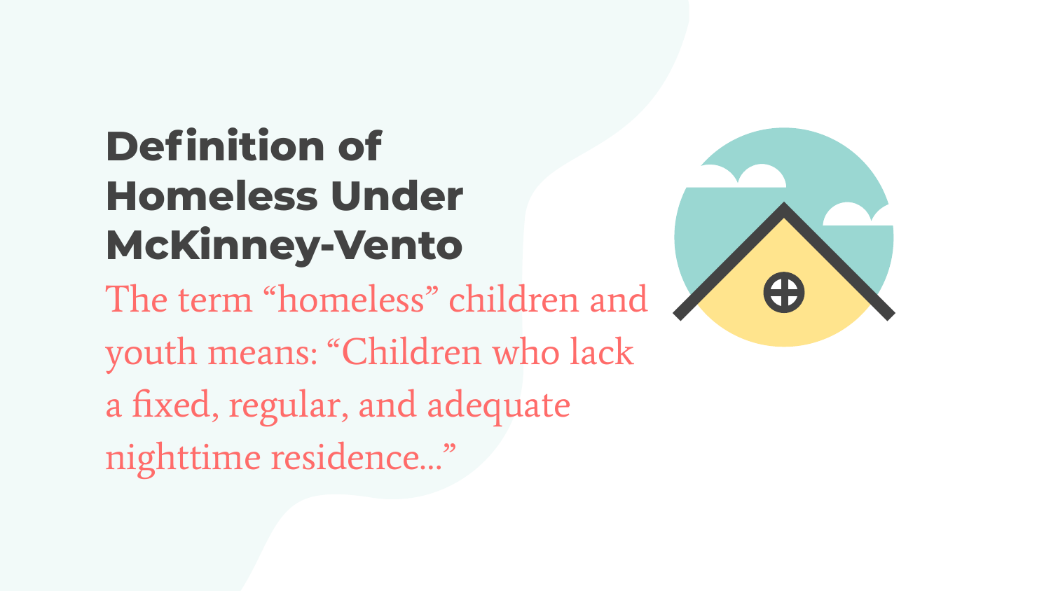# Definition of Homeless Under McKinney-Vento

The term "homeless" children and youth means: "Children who lack a fixed, regular, and adequate nighttime residence..."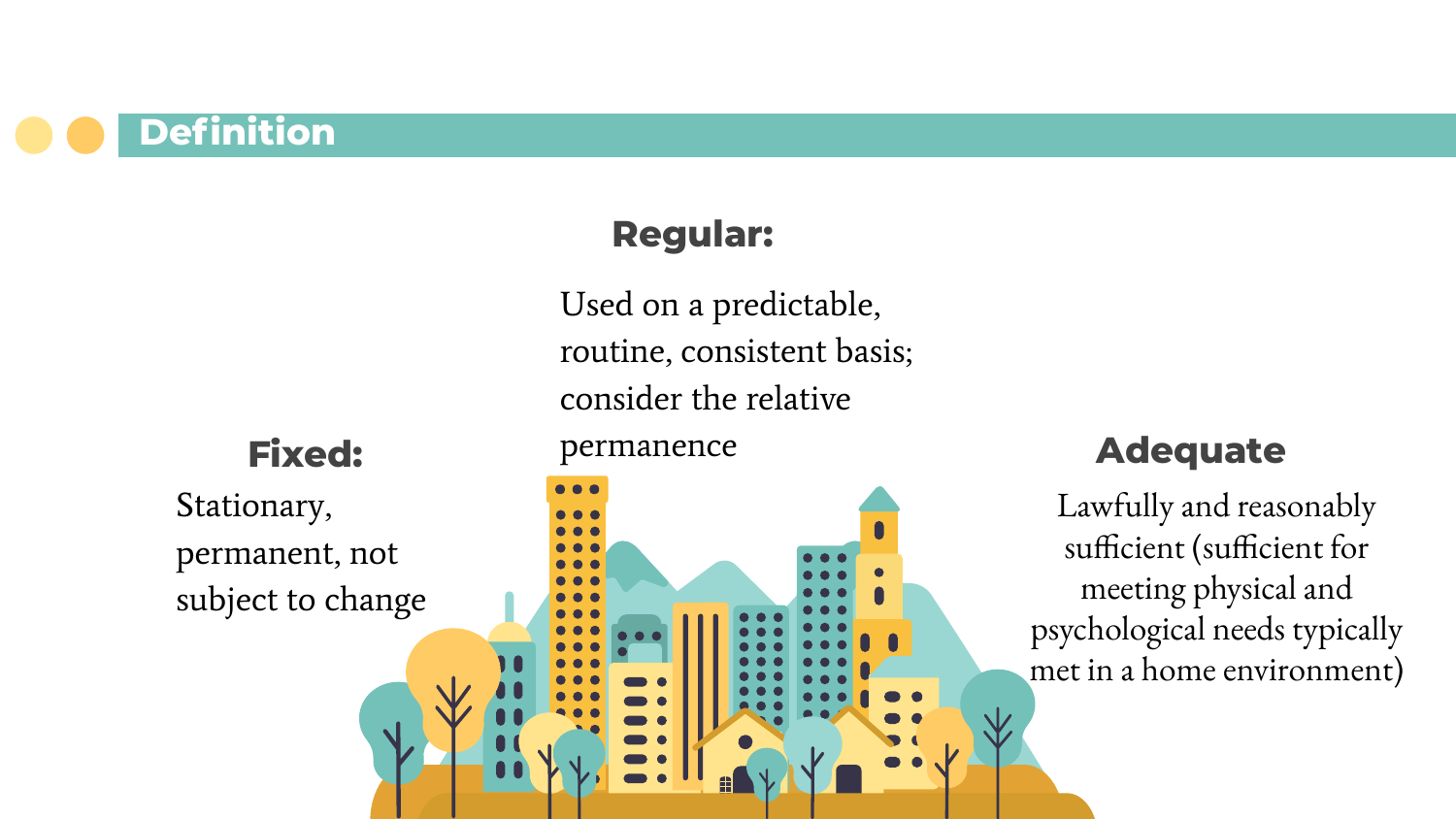## Definition

**Fixed:**

Stationary, permanent, not subject to change

**Regular:**

Used on a predictable, routine, consistent basis; consider the relative permanence

**Adequate**

Lawfully and reasonably sufficient (sufficient for meeting physical and psychological needs typically met in a home environment)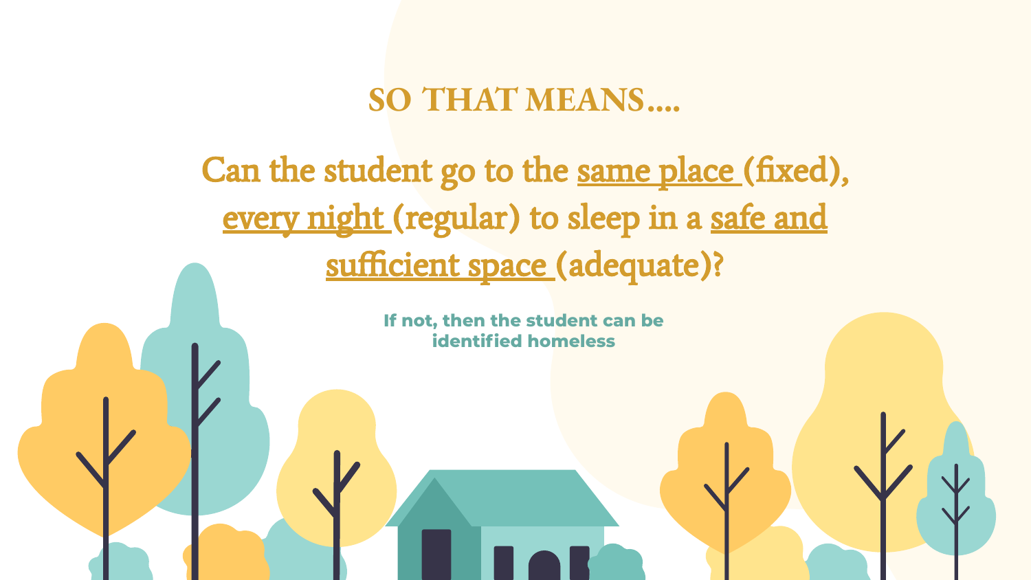## SO THAT MEANS....

## Can the student go to the <u>same place</u> (fixed), <u>every night</u> (regular) to sleep in a <u>safe and sufficient space</u> (adequate)?

**If not, then the student can be identified homeless**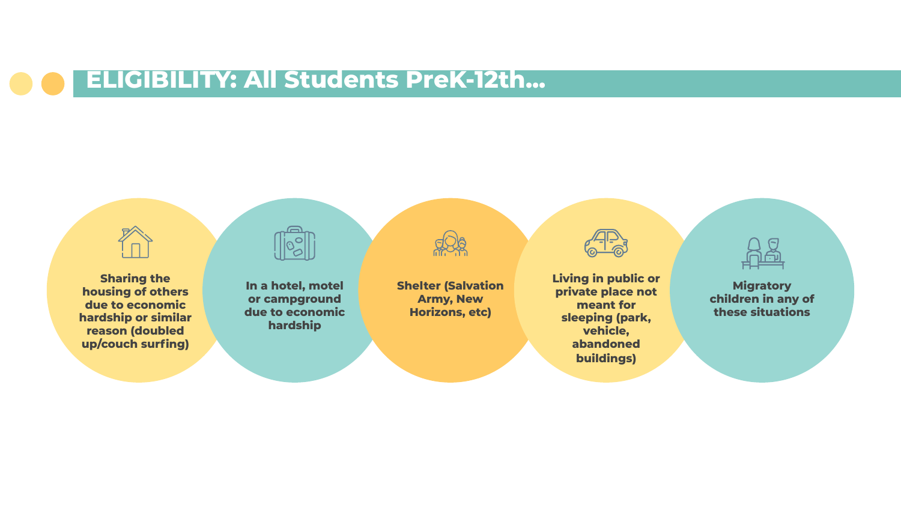# ELIGIBILITY: All Students PreK-12th...

- Sharing the housing of others due to economic hardship or similar reason (doubled up/couch surfing)
- In a hotel, motel or campground due to economic hardship
- Shelter (Salvation Army, New Horizons, etc)
- Living in public or private place not meant for sleeping (park, vehicle, abandoned buildings)
- Migratory children in any of these situations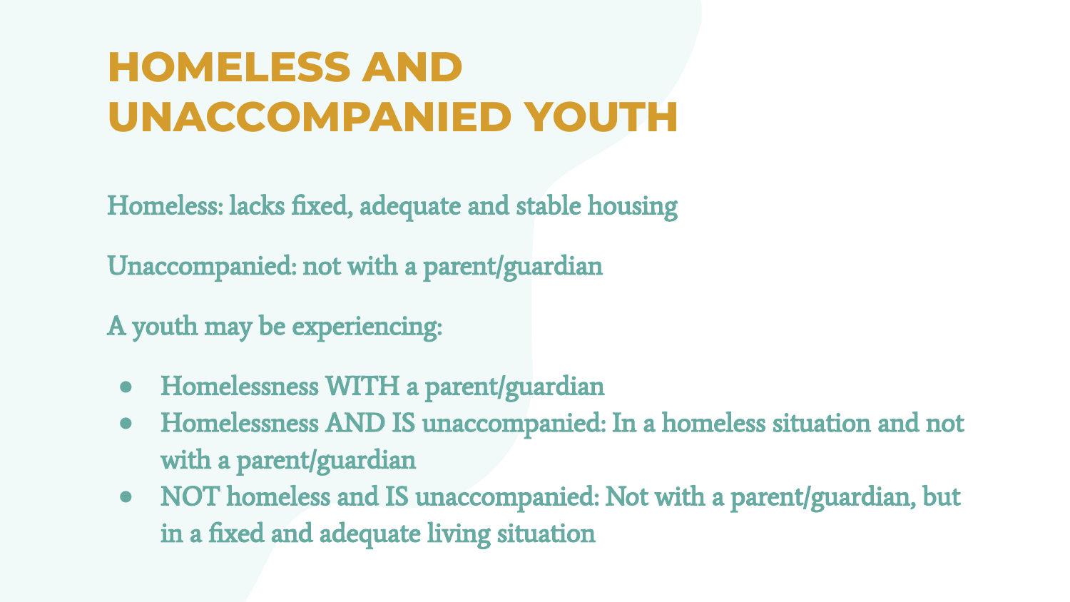# HOMELESS AND UNACCOMPANIED YOUTH

Homeless: lacks fixed, adequate and stable housing

Unaccompanied: not with a parent/guardian

A youth may be experiencing:

- Homelessness WITH a parent/guardian
- Homelessness AND IS unaccompanied: In a homeless situation and not with a parent/guardian
- NOT homeless and IS unaccompanied: Not with a parent/guardian, but in a fixed and adequate living situation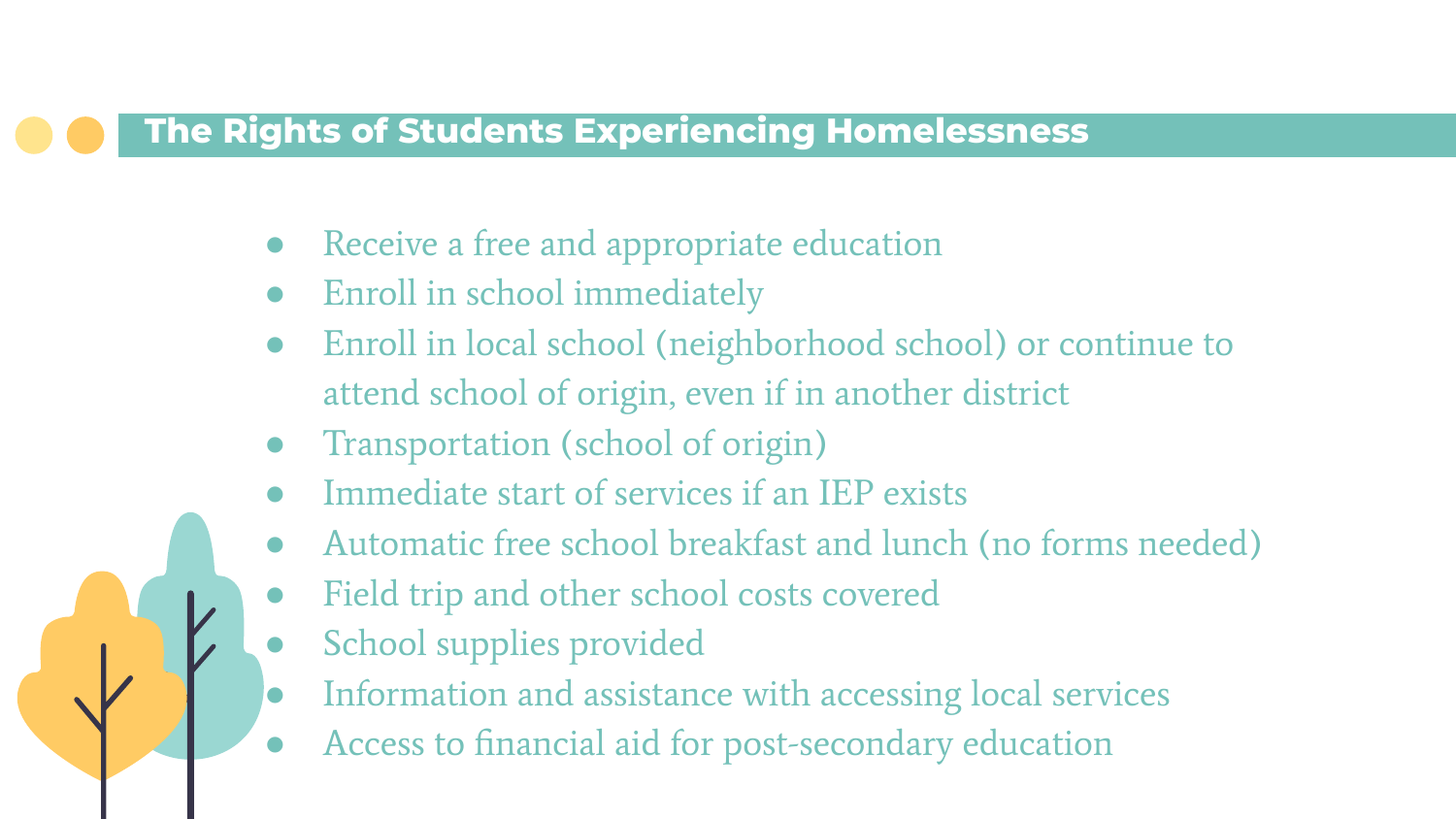## The Rights of Students Experiencing Homelessness

- Receive a free and appropriate education
- Enroll in school immediately
- Enroll in local school (neighborhood school) or continue to attend school of origin, even if in another district
- Transportation (school of origin)
- Immediate start of services if an IEP exists
- Automatic free school breakfast and lunch (no forms needed)
- Field trip and other school costs covered
- School supplies provided
- Information and assistance with accessing local services
- Access to financial aid for post-secondary education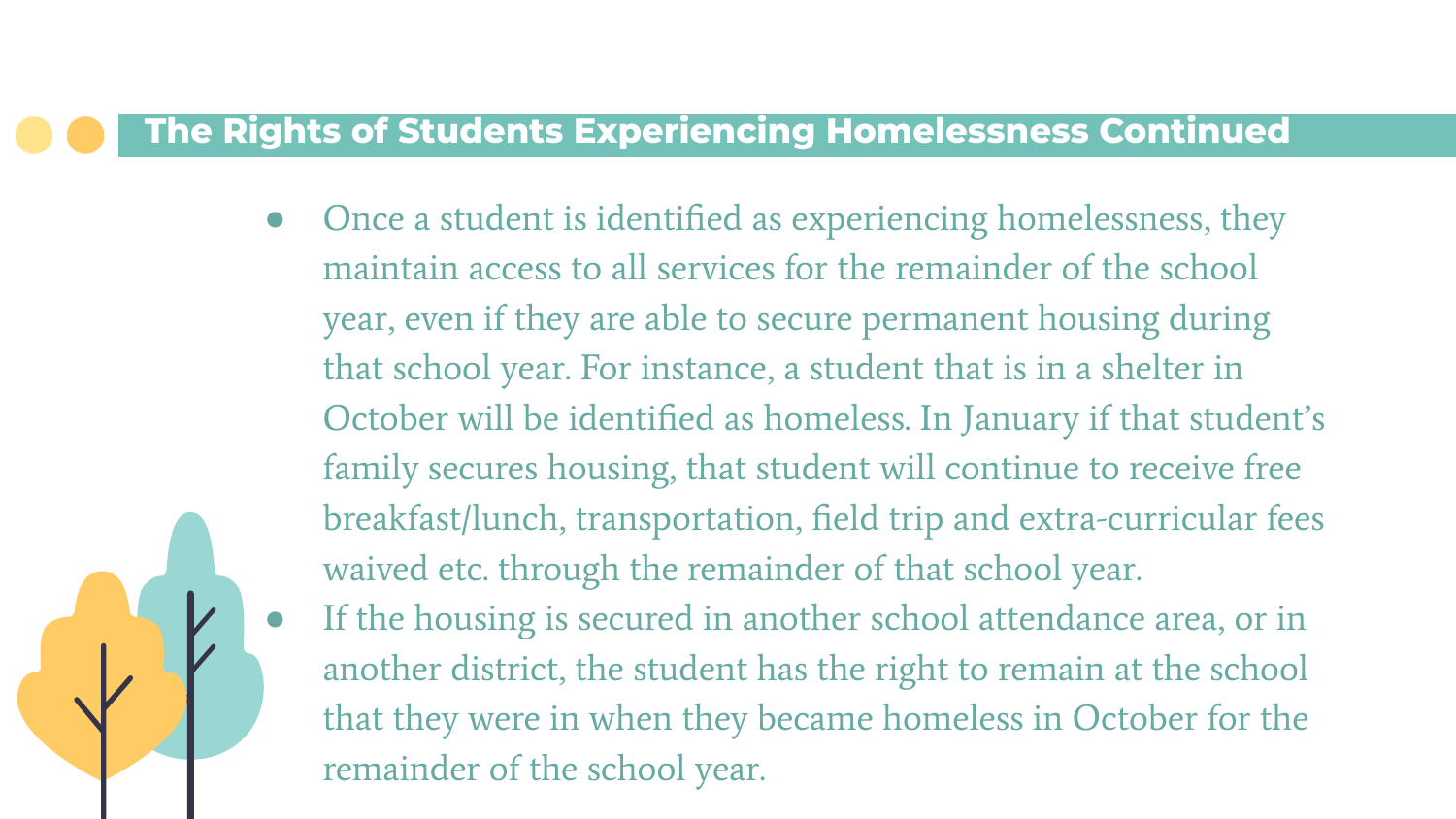## The Rights of Students Experiencing Homelessness Continued

- Once a student is identified as experiencing homelessness, they maintain access to all services for the remainder of the school year, even if they are able to secure permanent housing during that school year. For instance, a student that is in a shelter in October will be identified as homeless. In January if that student's family secures housing, that student will continue to receive free breakfast/lunch, transportation, field trip and extra-curricular fees waived etc. through the remainder of that school year.
- If the housing is secured in another school attendance area, or in another district, the student has the right to remain at the school that they were in when they became homeless in October for the remainder of the school year.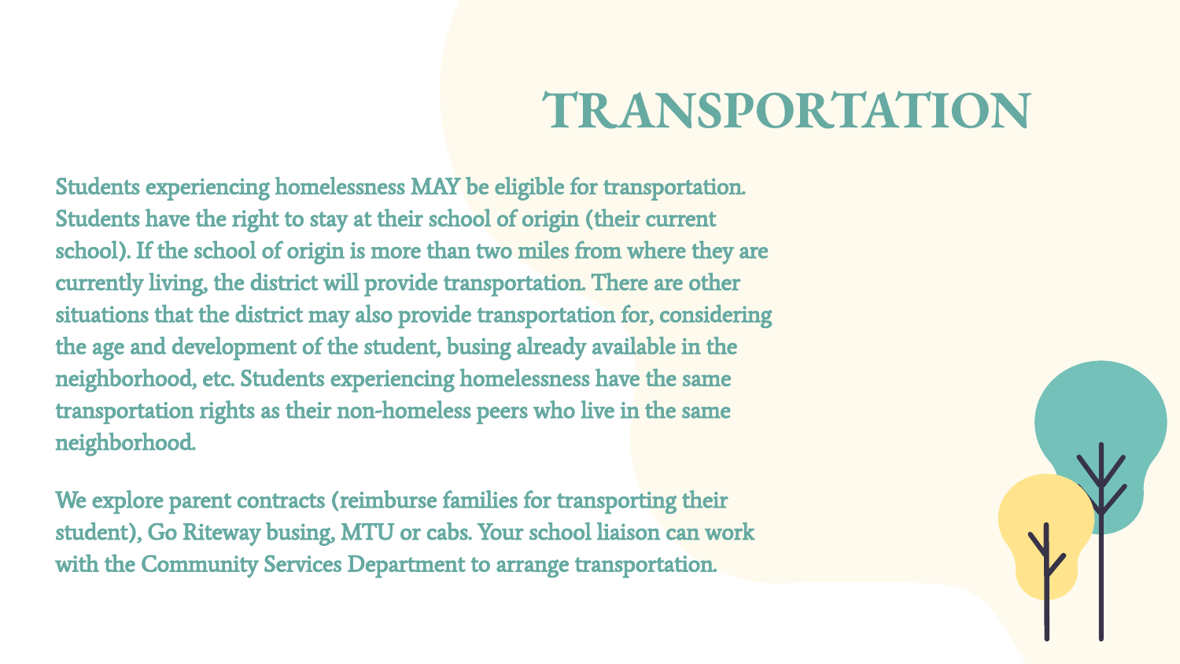# TRANSPORTATION

Students experiencing homelessness MAY be eligible for transportation. Students have the right to stay at their school of origin (their current school). If the school of origin is more than two miles from where they are currently living, the district will provide transportation. There are other situations that the district may also provide transportation for, considering the age and development of the student, busing already available in the neighborhood, etc. Students experiencing homelessness have the same transportation rights as their non-homeless peers who live in the same neighborhood.

We explore parent contracts (reimburse families for transporting their student), Go Riteway busing, MTU or cabs. Your school liaison can work with the Community Services Department to arrange transportation.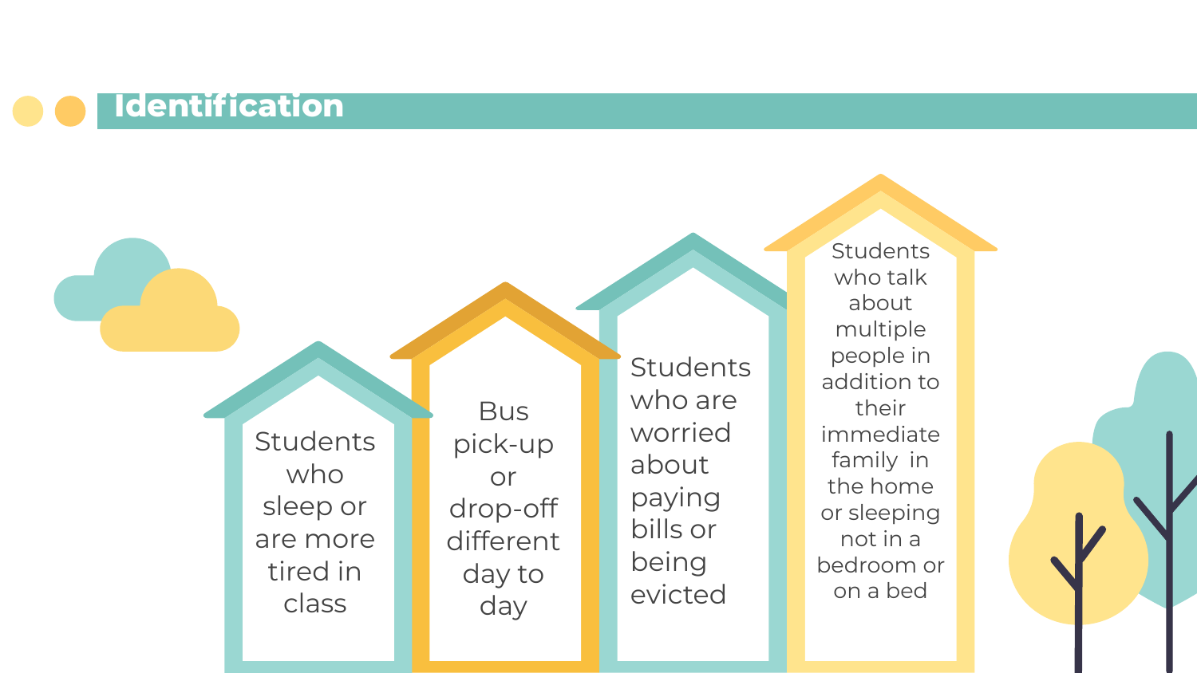# Identification

- Students who sleep or are more tired in class
- Bus pick-up or drop-off different day to day
- Students who are worried about paying bills or being evicted
- Students who talk about multiple people in addition to their immediate family in the home or sleeping not in a bedroom or on a bed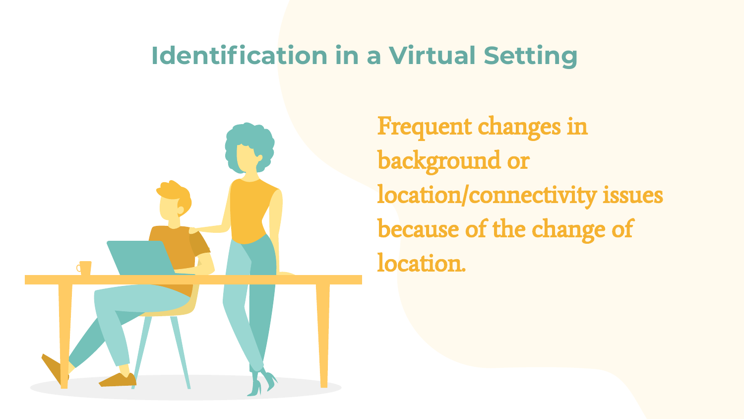# Identification in a Virtual Setting

Frequent changes in background or location/connectivity issues because of the change of location.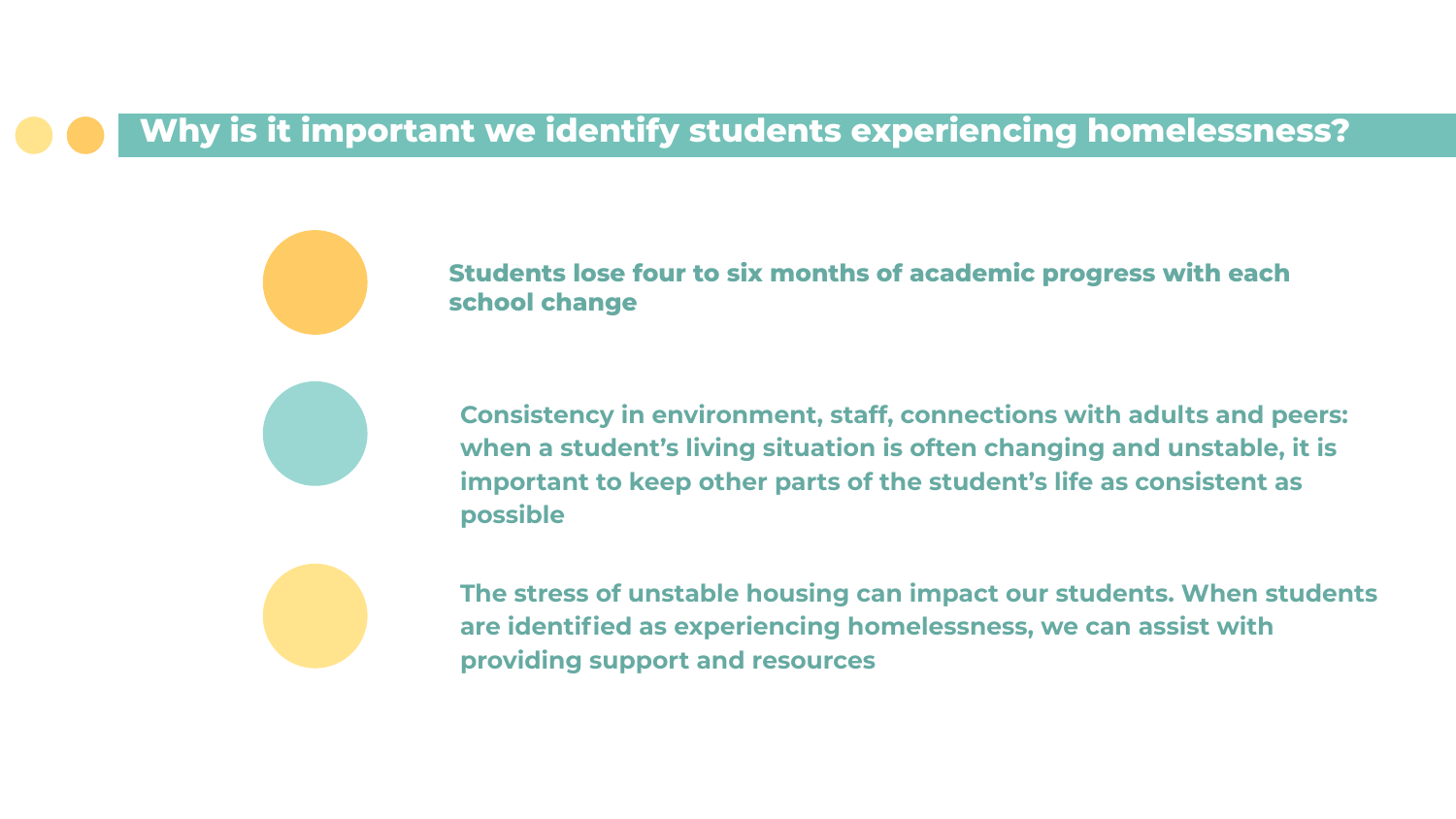## Why is it important we identify students experiencing homelessness?

- **Students lose four to six months of academic progress with each school change**

- **Consistency in environment, staff, connections with adults and peers: when a student's living situation is often changing and unstable, it is important to keep other parts of the student's life as consistent as possible**

- **The stress of unstable housing can impact our students. When students are identified as experiencing homelessness, we can assist with providing support and resources**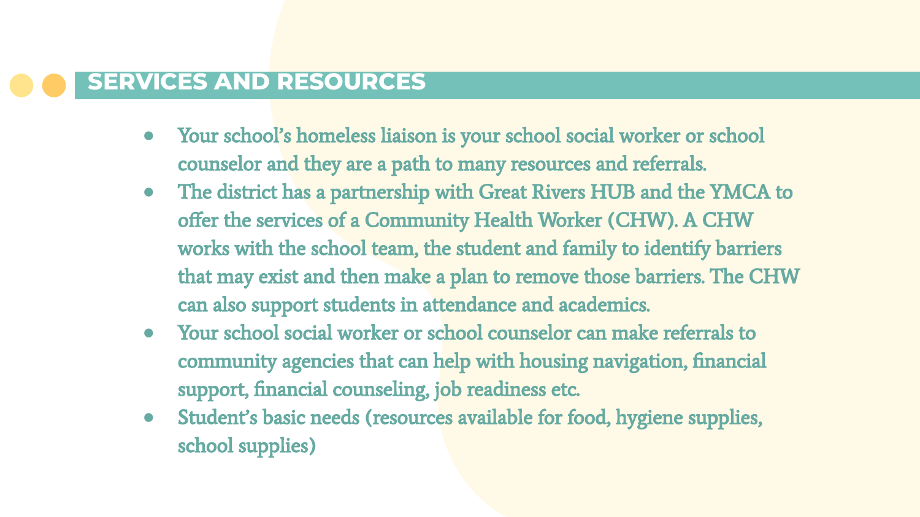## SERVICES AND RESOURCES

- Your school's homeless liaison is your school social worker or school counselor and they are a path to many resources and referrals.
- The district has a partnership with Great Rivers HUB and the YMCA to offer the services of a Community Health Worker (CHW). A CHW works with the school team, the student and family to identify barriers that may exist and then make a plan to remove those barriers. The CHW can also support students in attendance and academics.
- Your school social worker or school counselor can make referrals to community agencies that can help with housing navigation, financial support, financial counseling, job readiness etc.
- Student's basic needs (resources available for food, hygiene supplies, school supplies)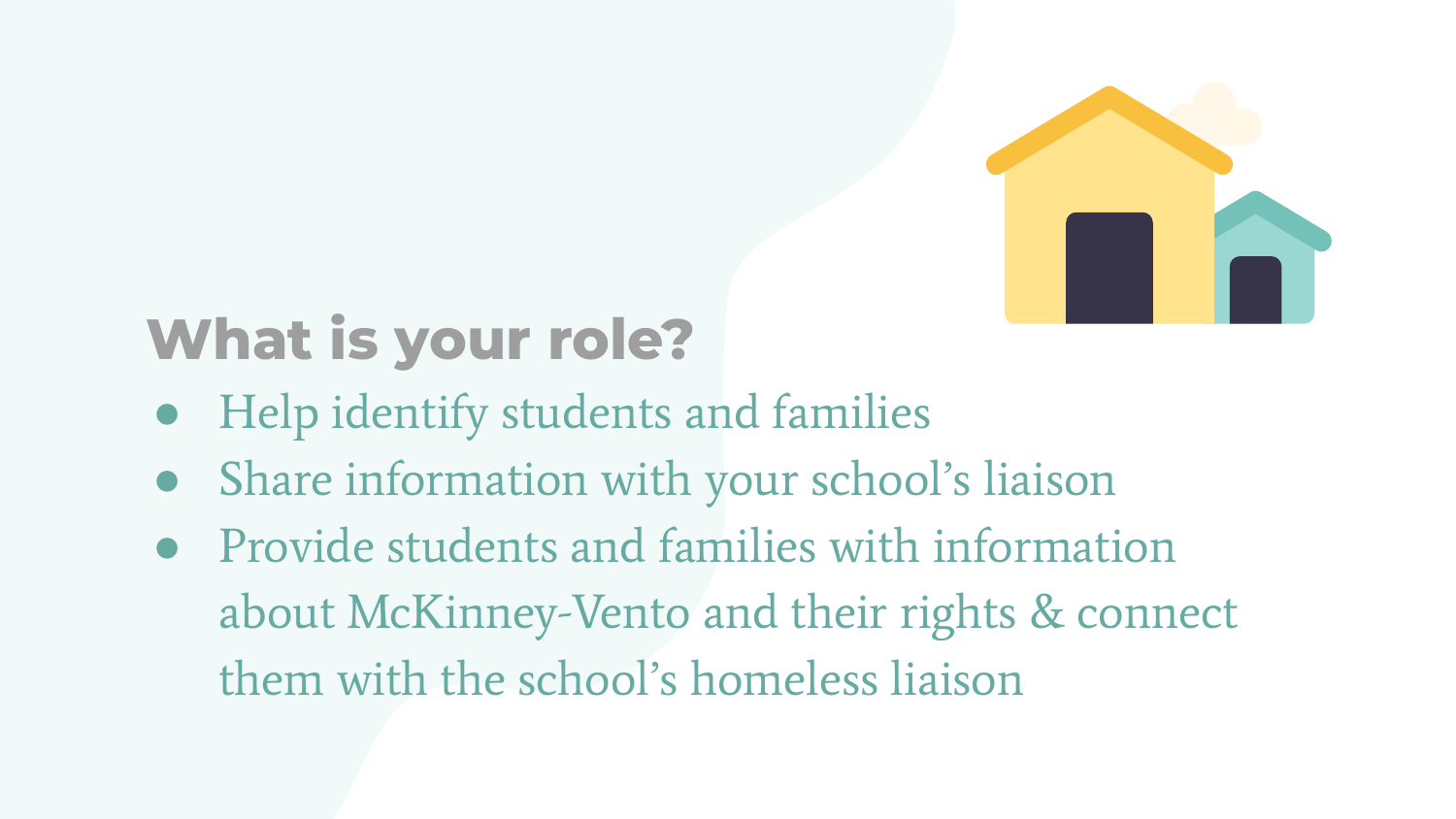## What is your role?

- Help identify students and families
- Share information with your school's liaison
- Provide students and families with information about McKinney-Vento and their rights & connect them with the school's homeless liaison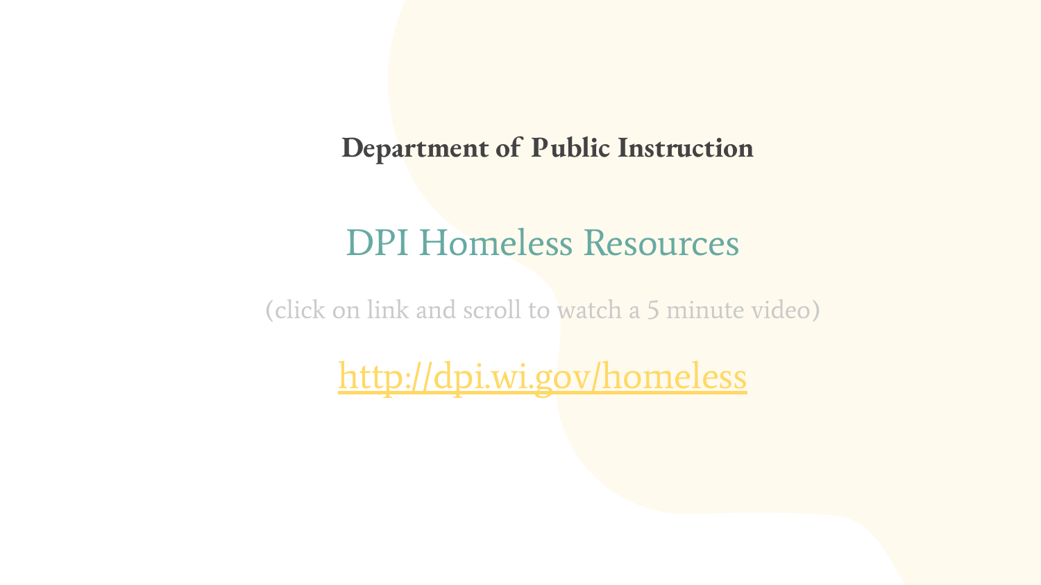**Department of Public Instruction**

## DPI Homeless Resources

(click on link and scroll to watch a 5 minute video)

[http://dpi.wi.gov/homeless](http://dpi.wi.gov/homeless)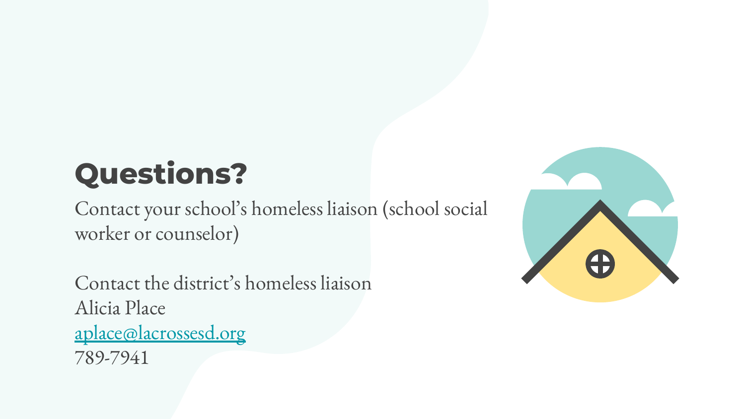# Questions?

Contact your school's homeless liaison (school social worker or counselor)

Contact the district's homeless liaison
Alicia Place
aplace@lacrossesd.org
789-7941